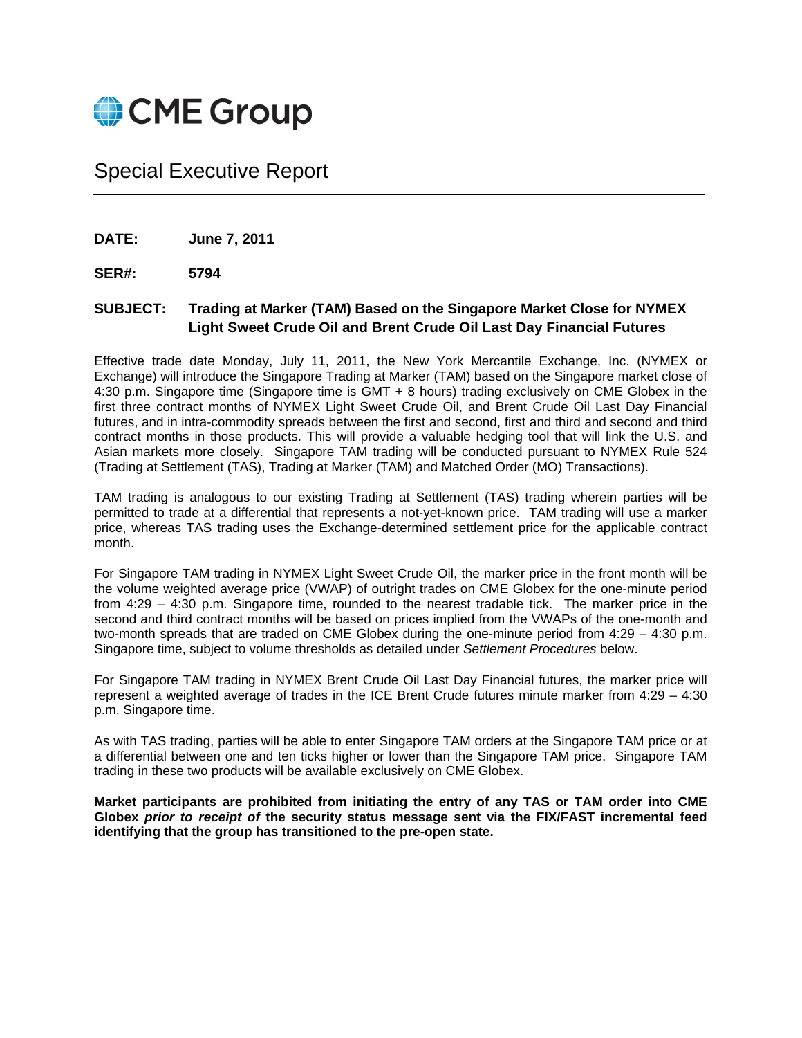# CME Group

## Special Executive Report

**DATE:** **June 7, 2011**

**SER#:** **5794**

**SUBJECT:** **Trading at Marker (TAM) Based on the Singapore Market Close for NYMEX Light Sweet Crude Oil and Brent Crude Oil Last Day Financial Futures**

Effective trade date Monday, July 11, 2011, the New York Mercantile Exchange, Inc. (NYMEX or Exchange) will introduce the Singapore Trading at Marker (TAM) based on the Singapore market close of 4:30 p.m. Singapore time (Singapore time is GMT + 8 hours) trading exclusively on CME Globex in the first three contract months of NYMEX Light Sweet Crude Oil, and Brent Crude Oil Last Day Financial futures, and in intra-commodity spreads between the first and second, first and third and second and third contract months in those products. This will provide a valuable hedging tool that will link the U.S. and Asian markets more closely. Singapore TAM trading will be conducted pursuant to NYMEX Rule 524 (Trading at Settlement (TAS), Trading at Marker (TAM) and Matched Order (MO) Transactions).

TAM trading is analogous to our existing Trading at Settlement (TAS) trading wherein parties will be permitted to trade at a differential that represents a not-yet-known price. TAM trading will use a marker price, whereas TAS trading uses the Exchange-determined settlement price for the applicable contract month.

For Singapore TAM trading in NYMEX Light Sweet Crude Oil, the marker price in the front month will be the volume weighted average price (VWAP) of outright trades on CME Globex for the one-minute period from 4:29 – 4:30 p.m. Singapore time, rounded to the nearest tradable tick. The marker price in the second and third contract months will be based on prices implied from the VWAPs of the one-month and two-month spreads that are traded on CME Globex during the one-minute period from 4:29 – 4:30 p.m. Singapore time, subject to volume thresholds as detailed under *Settlement Procedures* below.

For Singapore TAM trading in NYMEX Brent Crude Oil Last Day Financial futures, the marker price will represent a weighted average of trades in the ICE Brent Crude futures minute marker from 4:29 – 4:30 p.m. Singapore time.

As with TAS trading, parties will be able to enter Singapore TAM orders at the Singapore TAM price or at a differential between one and ten ticks higher or lower than the Singapore TAM price. Singapore TAM trading in these two products will be available exclusively on CME Globex.

**Market participants are prohibited from initiating the entry of any TAS or TAM order into CME Globex *prior to receipt of* the security status message sent via the FIX/FAST incremental feed identifying that the group has transitioned to the pre-open state.**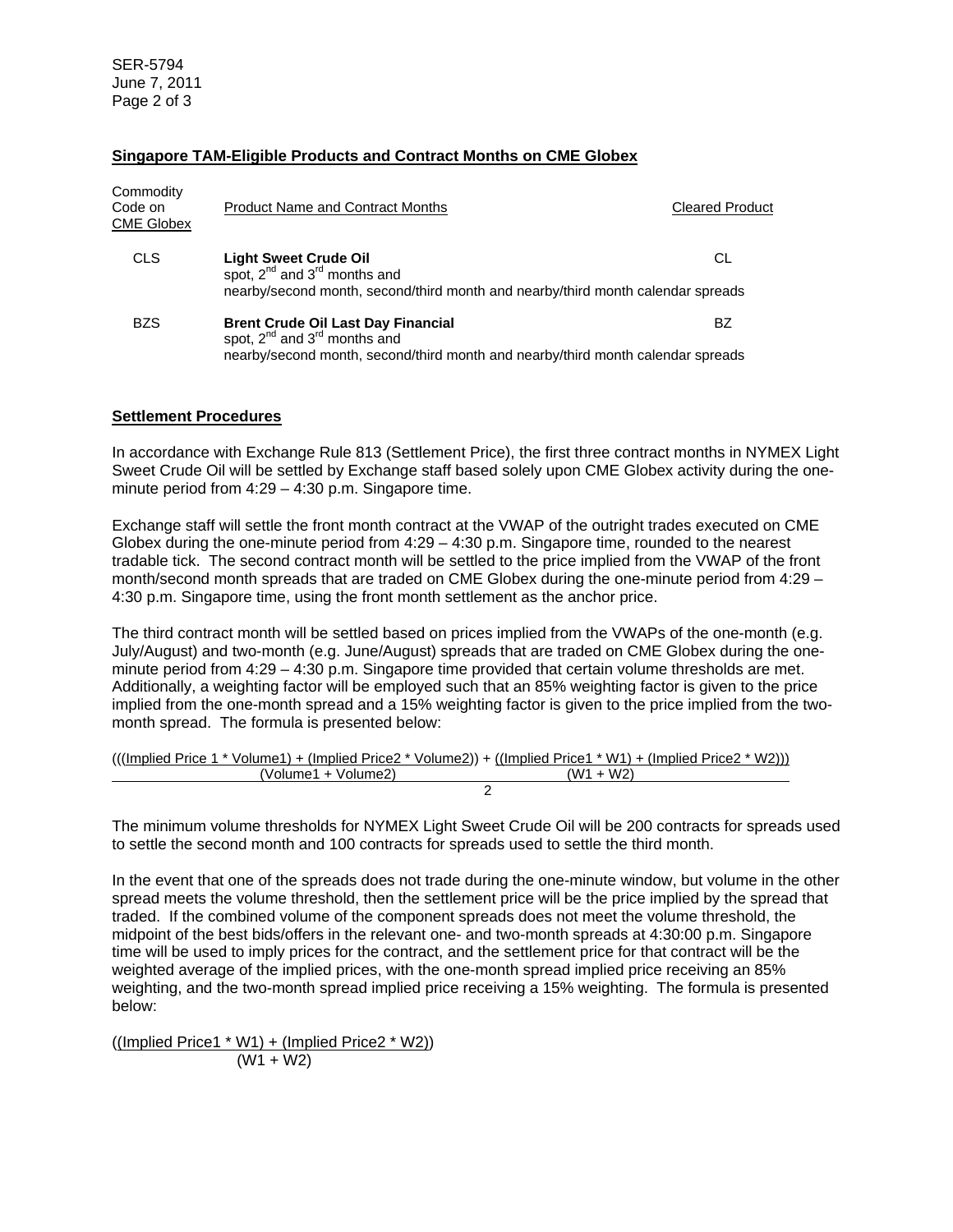## Singapore TAM-Eligible Products and Contract Months on CME Globex

| Commodity Code on CME Globex | Product Name and Contract Months | Cleared Product |
|---|---|---|
| CLS | **Light Sweet Crude Oil**<br>spot, 2nd and 3rd months and<br>nearby/second month, second/third month and nearby/third month calendar spreads | CL |
| BZS | **Brent Crude Oil Last Day Financial**<br>spot, 2nd and 3rd months and<br>nearby/second month, second/third month and nearby/third month calendar spreads | BZ |

## Settlement Procedures

In accordance with Exchange Rule 813 (Settlement Price), the first three contract months in NYMEX Light Sweet Crude Oil will be settled by Exchange staff based solely upon CME Globex activity during the one-minute period from 4:29 – 4:30 p.m. Singapore time.

Exchange staff will settle the front month contract at the VWAP of the outright trades executed on CME Globex during the one-minute period from 4:29 – 4:30 p.m. Singapore time, rounded to the nearest tradable tick. The second contract month will be settled to the price implied from the VWAP of the front month/second month spreads that are traded on CME Globex during the one-minute period from 4:29 – 4:30 p.m. Singapore time, using the front month settlement as the anchor price.

The third contract month will be settled based on prices implied from the VWAPs of the one-month (e.g. July/August) and two-month (e.g. June/August) spreads that are traded on CME Globex during the one-minute period from 4:29 – 4:30 p.m. Singapore time provided that certain volume thresholds are met. Additionally, a weighting factor will be employed such that an 85% weighting factor is given to the price implied from the one-month spread and a 15% weighting factor is given to the price implied from the two-month spread. The formula is presented below:

$$\frac{\left(\frac{(\text{Implied Price 1} * \text{Volume1}) + (\text{Implied Price2} * \text{Volume2})}{(\text{Volume1} + \text{Volume2})}\right) + \left(\frac{(\text{Implied Price1} * \text{W1}) + (\text{Implied Price2} * \text{W2})}{(\text{W1} + \text{W2})}\right)}{2}$$

The minimum volume thresholds for NYMEX Light Sweet Crude Oil will be 200 contracts for spreads used to settle the second month and 100 contracts for spreads used to settle the third month.

In the event that one of the spreads does not trade during the one-minute window, but volume in the other spread meets the volume threshold, then the settlement price will be the price implied by the spread that traded. If the combined volume of the component spreads does not meet the volume threshold, the midpoint of the best bids/offers in the relevant one- and two-month spreads at 4:30:00 p.m. Singapore time will be used to imply prices for the contract, and the settlement price for that contract will be the weighted average of the implied prices, with the one-month spread implied price receiving an 85% weighting, and the two-month spread implied price receiving a 15% weighting. The formula is presented below:

$$\frac{(\text{Implied Price1} * \text{W1}) + (\text{Implied Price2} * \text{W2})}{(\text{W1} + \text{W2})}$$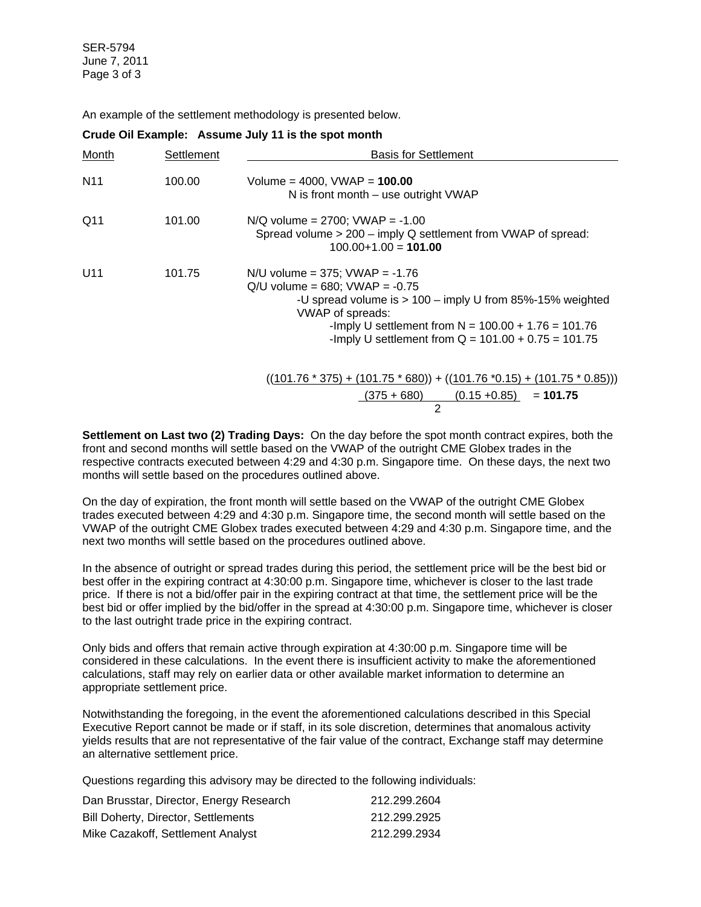An example of the settlement methodology is presented below.

**Crude Oil Example: Assume July 11 is the spot month**

| Month | Settlement | Basis for Settlement |
|---|---|---|
| N11 | 100.00 | Volume = 4000, VWAP = **100.00**<br>N is front month – use outright VWAP |
| Q11 | 101.00 | N/Q volume = 2700; VWAP = -1.00<br>Spread volume > 200 – imply Q settlement from VWAP of spread:<br>100.00+1.00 = **101.00** |
| U11 | 101.75 | N/U volume = 375; VWAP = -1.76<br>Q/U volume = 680; VWAP = -0.75<br>-U spread volume is > 100 – imply U from 85%-15% weighted VWAP of spreads:<br>-Imply U settlement from N = 100.00 + 1.76 = 101.76<br>-Imply U settlement from Q = 101.00 + 0.75 = 101.75 |

$$\frac{\frac{(101.76 * 375) + (101.75 * 680)}{(375 + 680)} + \frac{(101.76 * 0.15) + (101.75 * 0.85)}{(0.15 + 0.85)}}{2} = \mathbf{101.75}$$

**Settlement on Last two (2) Trading Days:** On the day before the spot month contract expires, both the front and second months will settle based on the VWAP of the outright CME Globex trades in the respective contracts executed between 4:29 and 4:30 p.m. Singapore time. On these days, the next two months will settle based on the procedures outlined above.

On the day of expiration, the front month will settle based on the VWAP of the outright CME Globex trades executed between 4:29 and 4:30 p.m. Singapore time, the second month will settle based on the VWAP of the outright CME Globex trades executed between 4:29 and 4:30 p.m. Singapore time, and the next two months will settle based on the procedures outlined above.

In the absence of outright or spread trades during this period, the settlement price will be the best bid or best offer in the expiring contract at 4:30:00 p.m. Singapore time, whichever is closer to the last trade price. If there is not a bid/offer pair in the expiring contract at that time, the settlement price will be the best bid or offer implied by the bid/offer in the spread at 4:30:00 p.m. Singapore time, whichever is closer to the last outright trade price in the expiring contract.

Only bids and offers that remain active through expiration at 4:30:00 p.m. Singapore time will be considered in these calculations. In the event there is insufficient activity to make the aforementioned calculations, staff may rely on earlier data or other available market information to determine an appropriate settlement price.

Notwithstanding the foregoing, in the event the aforementioned calculations described in this Special Executive Report cannot be made or if staff, in its sole discretion, determines that anomalous activity yields results that are not representative of the fair value of the contract, Exchange staff may determine an alternative settlement price.

Questions regarding this advisory may be directed to the following individuals:

| | |
|---|---|
| Dan Brusstar, Director, Energy Research | 212.299.2604 |
| Bill Doherty, Director, Settlements | 212.299.2925 |
| Mike Cazakoff, Settlement Analyst | 212.299.2934 |